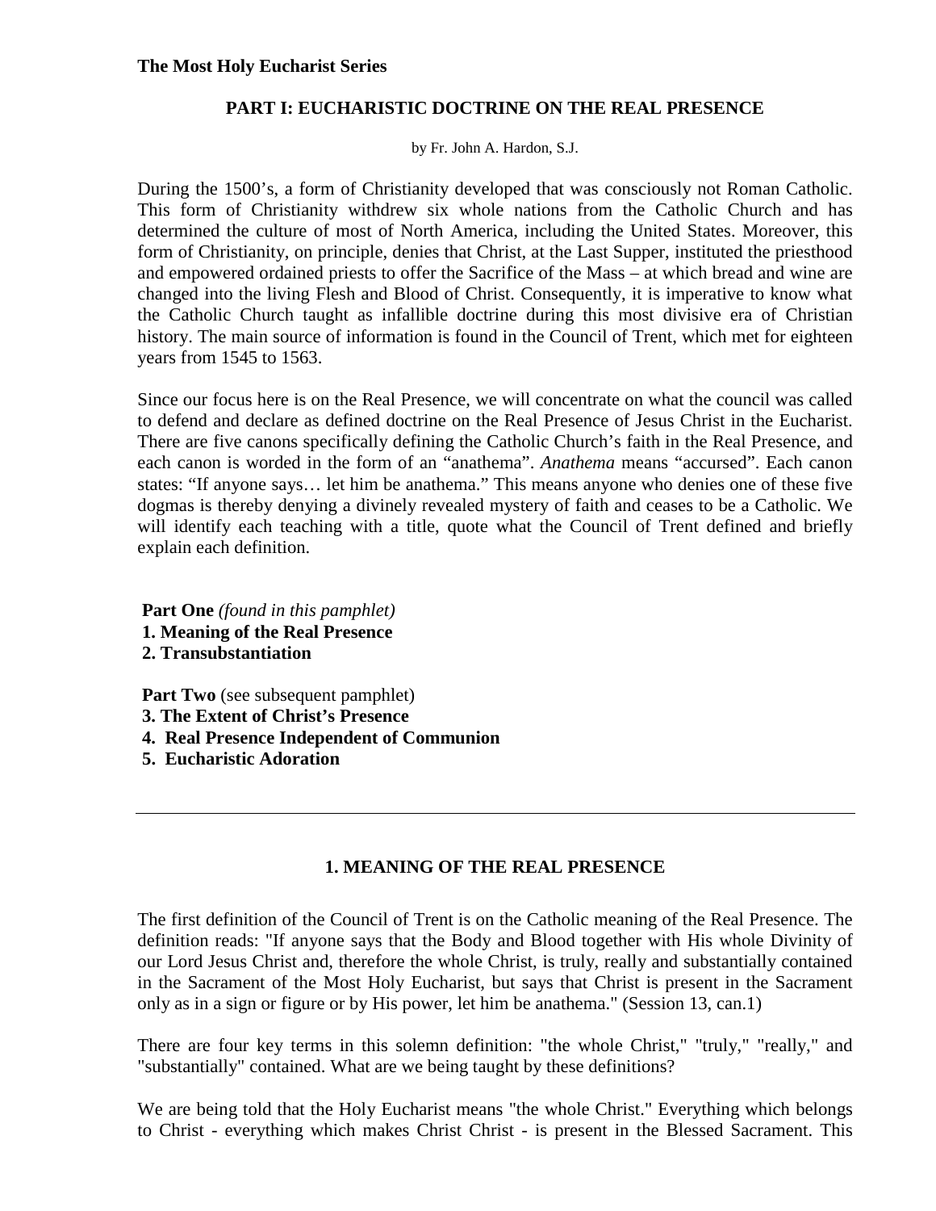**The Most Holy Eucharist Series**

# PART I: EUCHARISTIC DOCTRINE ON THE REAL PRESENCE

by Fr. John A. Hardon, S.J.

During the 1500's, a form of Christianity developed that was consciously not Roman Catholic. This form of Christianity withdrew six whole nations from the Catholic Church and has determined the culture of most of North America, including the United States. Moreover, this form of Christianity, on principle, denies that Christ, at the Last Supper, instituted the priesthood and empowered ordained priests to offer the Sacrifice of the Mass – at which bread and wine are changed into the living Flesh and Blood of Christ. Consequently, it is imperative to know what the Catholic Church taught as infallible doctrine during this most divisive era of Christian history. The main source of information is found in the Council of Trent, which met for eighteen years from 1545 to 1563.

Since our focus here is on the Real Presence, we will concentrate on what the council was called to defend and declare as defined doctrine on the Real Presence of Jesus Christ in the Eucharist. There are five canons specifically defining the Catholic Church's faith in the Real Presence, and each canon is worded in the form of an "anathema". *Anathema* means "accursed". Each canon states: "If anyone says… let him be anathema." This means anyone who denies one of these five dogmas is thereby denying a divinely revealed mystery of faith and ceases to be a Catholic. We will identify each teaching with a title, quote what the Council of Trent defined and briefly explain each definition.

**Part One** *(found in this pamphlet)*
**1. Meaning of the Real Presence**
**2. Transubstantiation**

**Part Two** (see subsequent pamphlet)
**3. The Extent of Christ's Presence**
**4. Real Presence Independent of Communion**
**5. Eucharistic Adoration**

---

## 1. MEANING OF THE REAL PRESENCE

The first definition of the Council of Trent is on the Catholic meaning of the Real Presence. The definition reads: "If anyone says that the Body and Blood together with His whole Divinity of our Lord Jesus Christ and, therefore the whole Christ, is truly, really and substantially contained in the Sacrament of the Most Holy Eucharist, but says that Christ is present in the Sacrament only as in a sign or figure or by His power, let him be anathema." (Session 13, can.1)

There are four key terms in this solemn definition: "the whole Christ," "truly," "really," and "substantially" contained. What are we being taught by these definitions?

We are being told that the Holy Eucharist means "the whole Christ." Everything which belongs to Christ - everything which makes Christ Christ - is present in the Blessed Sacrament. This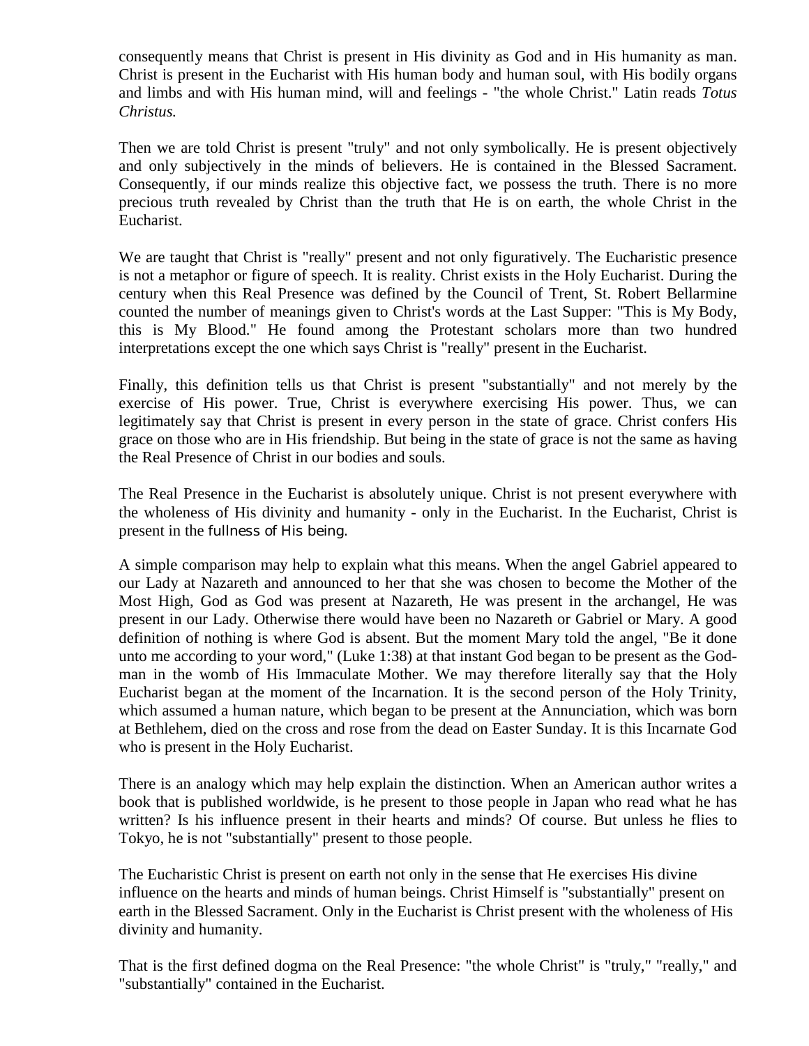consequently means that Christ is present in His divinity as God and in His humanity as man. Christ is present in the Eucharist with His human body and human soul, with His bodily organs and limbs and with His human mind, will and feelings - "the whole Christ." Latin reads *Totus Christus.*

Then we are told Christ is present "truly" and not only symbolically. He is present objectively and only subjectively in the minds of believers. He is contained in the Blessed Sacrament. Consequently, if our minds realize this objective fact, we possess the truth. There is no more precious truth revealed by Christ than the truth that He is on earth, the whole Christ in the Eucharist.

We are taught that Christ is "really" present and not only figuratively. The Eucharistic presence is not a metaphor or figure of speech. It is reality. Christ exists in the Holy Eucharist. During the century when this Real Presence was defined by the Council of Trent, St. Robert Bellarmine counted the number of meanings given to Christ's words at the Last Supper: "This is My Body, this is My Blood." He found among the Protestant scholars more than two hundred interpretations except the one which says Christ is "really" present in the Eucharist.

Finally, this definition tells us that Christ is present "substantially" and not merely by the exercise of His power. True, Christ is everywhere exercising His power. Thus, we can legitimately say that Christ is present in every person in the state of grace. Christ confers His grace on those who are in His friendship. But being in the state of grace is not the same as having the Real Presence of Christ in our bodies and souls.

The Real Presence in the Eucharist is absolutely unique. Christ is not present everywhere with the wholeness of His divinity and humanity - only in the Eucharist. In the Eucharist, Christ is present in the fullness of His being.

A simple comparison may help to explain what this means. When the angel Gabriel appeared to our Lady at Nazareth and announced to her that she was chosen to become the Mother of the Most High, God as God was present at Nazareth, He was present in the archangel, He was present in our Lady. Otherwise there would have been no Nazareth or Gabriel or Mary. A good definition of nothing is where God is absent. But the moment Mary told the angel, "Be it done unto me according to your word," (Luke 1:38) at that instant God began to be present as the God-man in the womb of His Immaculate Mother. We may therefore literally say that the Holy Eucharist began at the moment of the Incarnation. It is the second person of the Holy Trinity, which assumed a human nature, which began to be present at the Annunciation, which was born at Bethlehem, died on the cross and rose from the dead on Easter Sunday. It is this Incarnate God who is present in the Holy Eucharist.

There is an analogy which may help explain the distinction. When an American author writes a book that is published worldwide, is he present to those people in Japan who read what he has written? Is his influence present in their hearts and minds? Of course. But unless he flies to Tokyo, he is not "substantially" present to those people.

The Eucharistic Christ is present on earth not only in the sense that He exercises His divine influence on the hearts and minds of human beings. Christ Himself is "substantially" present on earth in the Blessed Sacrament. Only in the Eucharist is Christ present with the wholeness of His divinity and humanity.

That is the first defined dogma on the Real Presence: "the whole Christ" is "truly," "really," and "substantially" contained in the Eucharist.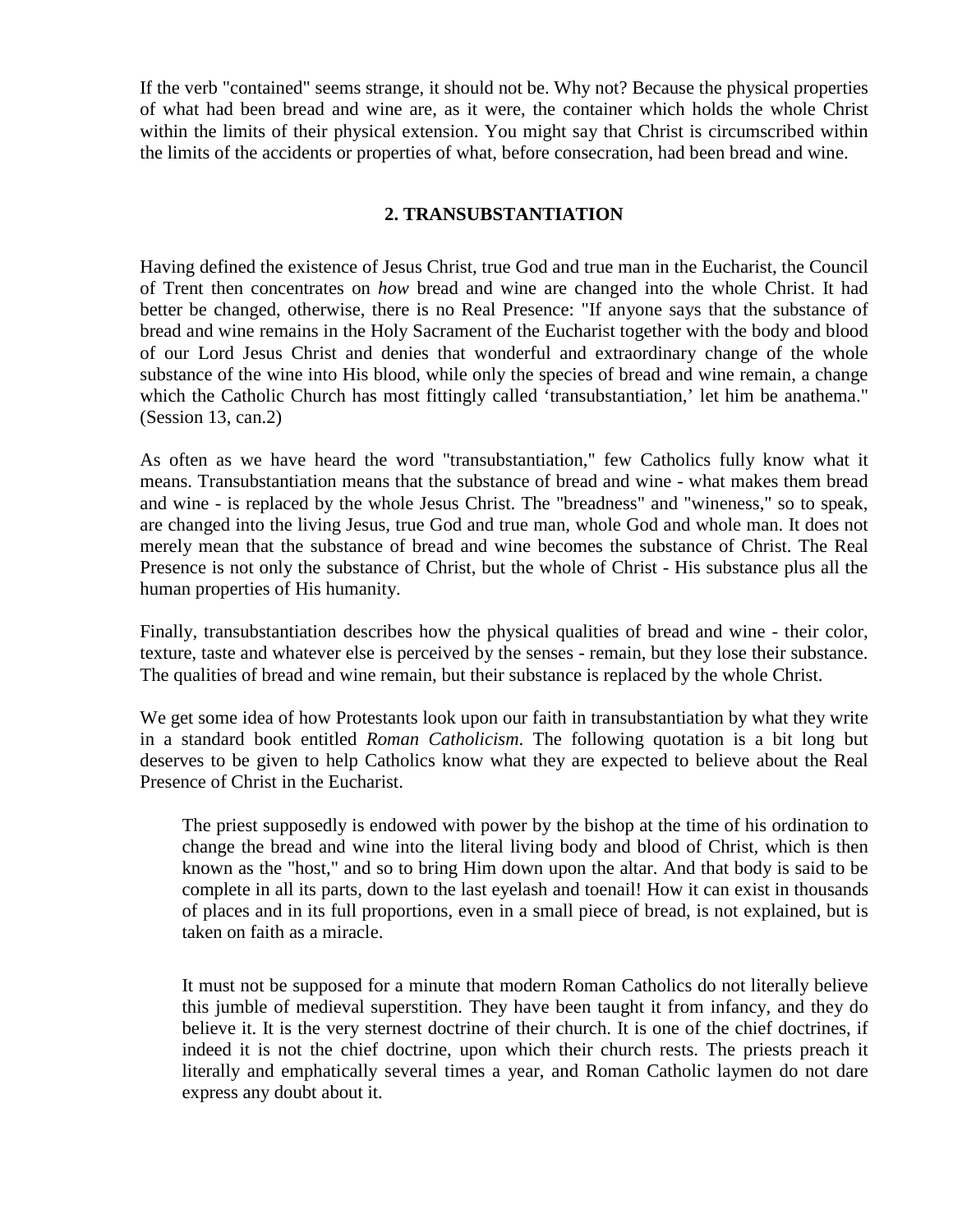If the verb "contained" seems strange, it should not be. Why not? Because the physical properties of what had been bread and wine are, as it were, the container which holds the whole Christ within the limits of their physical extension. You might say that Christ is circumscribed within the limits of the accidents or properties of what, before consecration, had been bread and wine.

## 2. TRANSUBSTANTIATION

Having defined the existence of Jesus Christ, true God and true man in the Eucharist, the Council of Trent then concentrates on *how* bread and wine are changed into the whole Christ. It had better be changed, otherwise, there is no Real Presence: "If anyone says that the substance of bread and wine remains in the Holy Sacrament of the Eucharist together with the body and blood of our Lord Jesus Christ and denies that wonderful and extraordinary change of the whole substance of the wine into His blood, while only the species of bread and wine remain, a change which the Catholic Church has most fittingly called 'transubstantiation,' let him be anathema." (Session 13, can.2)

As often as we have heard the word "transubstantiation," few Catholics fully know what it means. Transubstantiation means that the substance of bread and wine - what makes them bread and wine - is replaced by the whole Jesus Christ. The "breadness" and "wineness," so to speak, are changed into the living Jesus, true God and true man, whole God and whole man. It does not merely mean that the substance of bread and wine becomes the substance of Christ. The Real Presence is not only the substance of Christ, but the whole of Christ - His substance plus all the human properties of His humanity.

Finally, transubstantiation describes how the physical qualities of bread and wine - their color, texture, taste and whatever else is perceived by the senses - remain, but they lose their substance. The qualities of bread and wine remain, but their substance is replaced by the whole Christ.

We get some idea of how Protestants look upon our faith in transubstantiation by what they write in a standard book entitled *Roman Catholicism*. The following quotation is a bit long but deserves to be given to help Catholics know what they are expected to believe about the Real Presence of Christ in the Eucharist.

> The priest supposedly is endowed with power by the bishop at the time of his ordination to change the bread and wine into the literal living body and blood of Christ, which is then known as the "host," and so to bring Him down upon the altar. And that body is said to be complete in all its parts, down to the last eyelash and toenail! How it can exist in thousands of places and in its full proportions, even in a small piece of bread, is not explained, but is taken on faith as a miracle.
>
> It must not be supposed for a minute that modern Roman Catholics do not literally believe this jumble of medieval superstition. They have been taught it from infancy, and they do believe it. It is the very sternest doctrine of their church. It is one of the chief doctrines, if indeed it is not the chief doctrine, upon which their church rests. The priests preach it literally and emphatically several times a year, and Roman Catholic laymen do not dare express any doubt about it.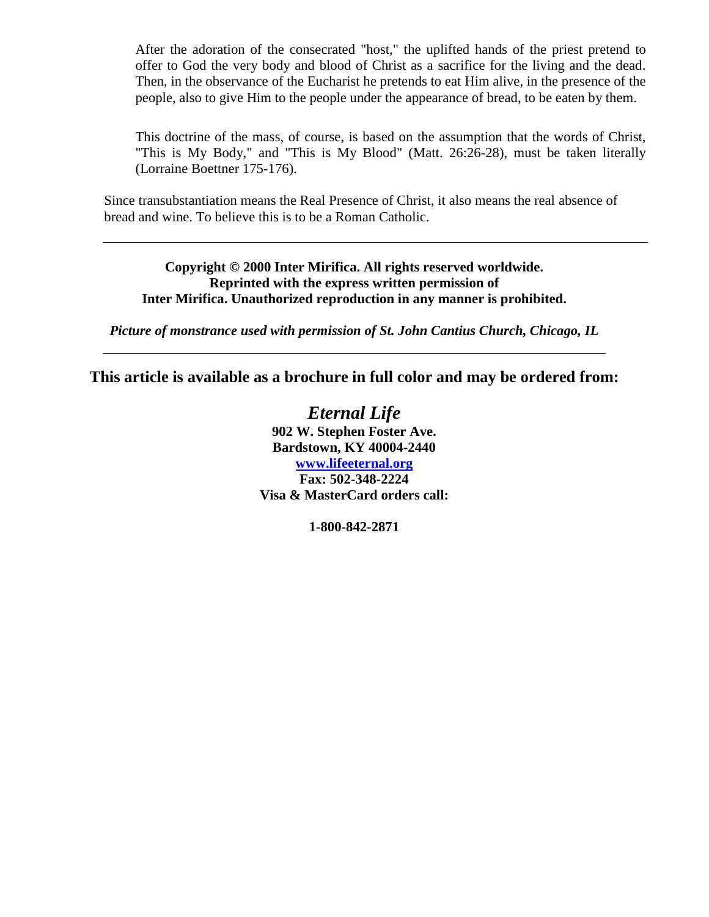> After the adoration of the consecrated "host," the uplifted hands of the priest pretend to offer to God the very body and blood of Christ as a sacrifice for the living and the dead. Then, in the observance of the Eucharist he pretends to eat Him alive, in the presence of the people, also to give Him to the people under the appearance of bread, to be eaten by them.
>
> This doctrine of the mass, of course, is based on the assumption that the words of Christ, "This is My Body," and "This is My Blood" (Matt. 26:26-28), must be taken literally (Lorraine Boettner 175-176).

Since transubstantiation means the Real Presence of Christ, it also means the real absence of bread and wine. To believe this is to be a Roman Catholic.

---

**Copyright © 2000 Inter Mirifica. All rights reserved worldwide.**
**Reprinted with the express written permission of**
**Inter Mirifica. Unauthorized reproduction in any manner is prohibited.**

***Picture of monstrance used with permission of St. John Cantius Church, Chicago, IL***

---

**This article is available as a brochure in full color and may be ordered from:**

***Eternal Life***
**902 W. Stephen Foster Ave.**
**Bardstown, KY 40004-2440**
**www.lifeeternal.org**
**Fax: 502-348-2224**
**Visa & MasterCard orders call:**

**1-800-842-2871**